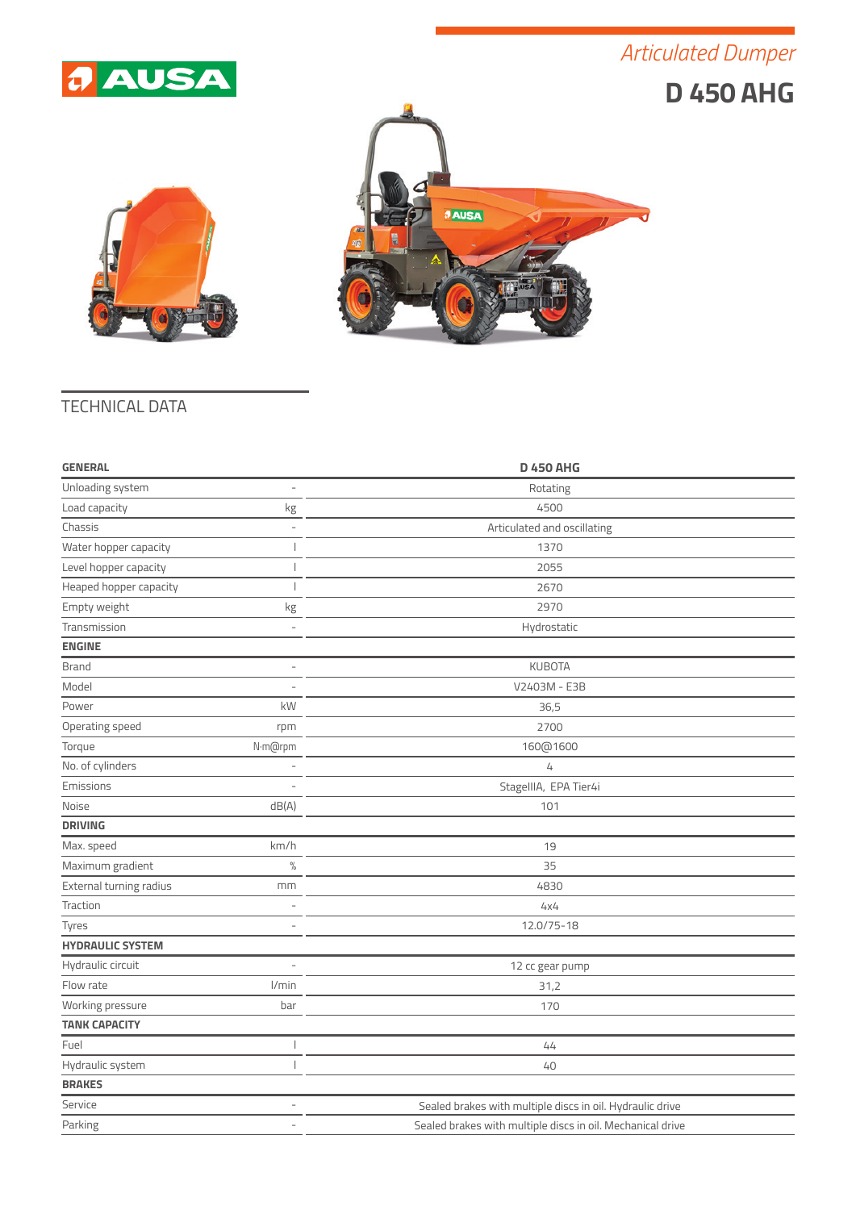AUSA

*Articulated Dumper*

# D 450 AHG

## TECHNICAL DATA

| GENERAL | | D 450 AHG |
|---|---|---|
| Unloading system | - | Rotating |
| Load capacity | kg | 4500 |
| Chassis | - | Articulated and oscillating |
| Water hopper capacity | l | 1370 |
| Level hopper capacity | l | 2055 |
| Heaped hopper capacity | l | 2670 |
| Empty weight | kg | 2970 |
| Transmission | - | Hydrostatic |
| **ENGINE** | | |
| Brand | - | KUBOTA |
| Model | - | V2403M - E3B |
| Power | kW | 36,5 |
| Operating speed | rpm | 2700 |
| Torque | N·m@rpm | 160@1600 |
| No. of cylinders | - | 4 |
| Emissions | - | StageIIIA, EPA Tier4i |
| Noise | dB(A) | 101 |
| **DRIVING** | | |
| Max. speed | km/h | 19 |
| Maximum gradient | % | 35 |
| External turning radius | mm | 4830 |
| Traction | - | 4x4 |
| Tyres | - | 12.0/75-18 |
| **HYDRAULIC SYSTEM** | | |
| Hydraulic circuit | - | 12 cc gear pump |
| Flow rate | l/min | 31,2 |
| Working pressure | bar | 170 |
| **TANK CAPACITY** | | |
| Fuel | l | 44 |
| Hydraulic system | l | 40 |
| **BRAKES** | | |
| Service | - | Sealed brakes with multiple discs in oil. Hydraulic drive |
| Parking | - | Sealed brakes with multiple discs in oil. Mechanical drive |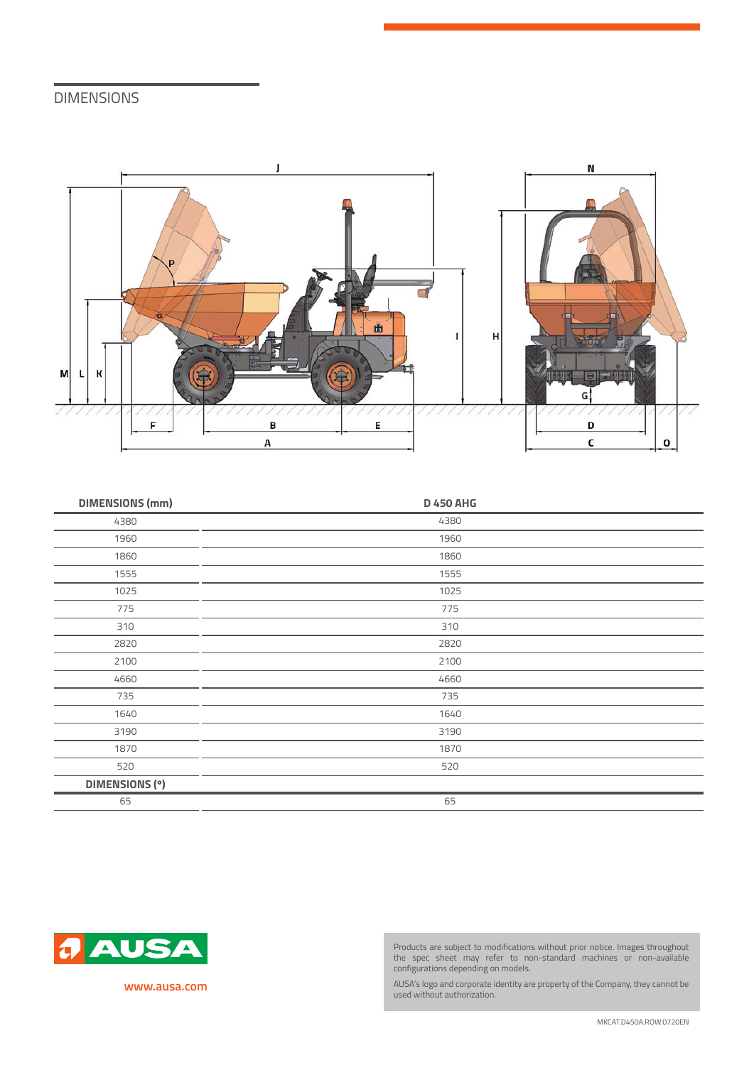## DIMENSIONS

J
N
P
M
L
K
I
H
G
F
B
E
D
A
C
O

| DIMENSIONS (mm) | D 450 AHG |
|---|---|
| 4380 | 4380 |
| 1960 | 1960 |
| 1860 | 1860 |
| 1555 | 1555 |
| 1025 | 1025 |
| 775 | 775 |
| 310 | 310 |
| 2820 | 2820 |
| 2100 | 2100 |
| 4660 | 4660 |
| 735 | 735 |
| 1640 | 1640 |
| 3190 | 3190 |
| 1870 | 1870 |
| 520 | 520 |
| **DIMENSIONS (°)** | |
| 65 | 65 |

AUSA

www.ausa.com

Products are subject to modifications without prior notice. Images throughout the spec sheet may refer to non-standard machines or non-available configurations depending on models.

AUSA's logo and corporate identity are property of the Company, they cannot be used without authorization.

MKCAT.D450A.ROW.0720EN